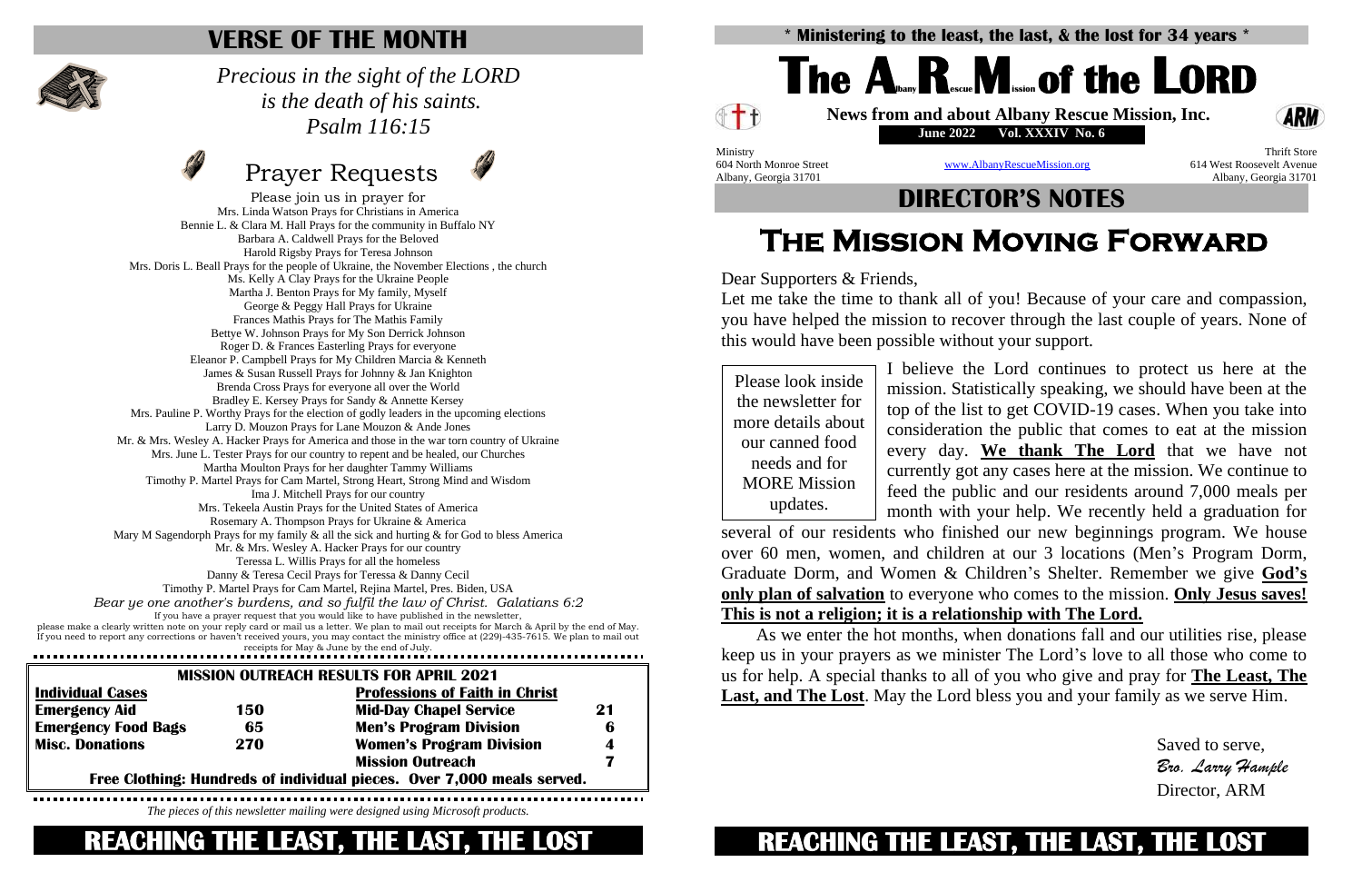# VERSE OF THE MONTH

*Precious in the sight of the LORD*
*is the death of his saints.*
*Psalm 116:15*

## Prayer Requests

Please join us in prayer for
Mrs. Linda Watson Prays for Christians in America
Bennie L. & Clara M. Hall Prays for the community in Buffalo NY
Barbara A. Caldwell Prays for the Beloved
Harold Rigsby Prays for Teresa Johnson
Mrs. Doris L. Beall Prays for the people of Ukraine, the November Elections , the church
Ms. Kelly A Clay Prays for the Ukraine People
Martha J. Benton Prays for My family, Myself
George & Peggy Hall Prays for Ukraine
Frances Mathis Prays for The Mathis Family
Bettye W. Johnson Prays for My Son Derrick Johnson
Roger D. & Frances Easterling Prays for everyone
Eleanor P. Campbell Prays for My Children Marcia & Kenneth
James & Susan Russell Prays for Johnny & Jan Knighton
Brenda Cross Prays for everyone all over the World
Bradley E. Kersey Prays for Sandy & Annette Kersey
Mrs. Pauline P. Worthy Prays for the election of godly leaders in the upcoming elections
Larry D. Mouzon Prays for Lane Mouzon & Ande Jones
Mr. & Mrs. Wesley A. Hacker Prays for America and those in the war torn country of Ukraine
Mrs. June L. Tester Prays for our country to repent and be healed, our Churches
Martha Moulton Prays for her daughter Tammy Williams
Timothy P. Martel Prays for Cam Martel, Strong Heart, Strong Mind and Wisdom
Ima J. Mitchell Prays for our country
Mrs. Tekeela Austin Prays for the United States of America
Rosemary A. Thompson Prays for Ukraine & America
Mary M Sagendorph Prays for my family & all the sick and hurting & for God to bless America
Mr. & Mrs. Wesley A. Hacker Prays for our country
Teressa L. Willis Prays for all the homeless
Danny & Teresa Cecil Prays for Teressa & Danny Cecil
Timothy P. Martel Prays for Cam Martel, Rejina Martel, Pres. Biden, USA

*Bear ye one another's burdens, and so fulfil the law of Christ. Galatians 6:2*

If you have a prayer request that you would like to have published in the newsletter, please make a clearly written note on your reply card or mail us a letter. We plan to mail out receipts for March & April by the end of May. If you need to report any corrections or haven't received yours, you may contact the ministry office at (229)-435-7615. We plan to mail out receipts for May & June by the end of July.

| MISSION OUTREACH RESULTS FOR APRIL 2021 | | | |
|---|---|---|---|
| **Individual Cases** | | **Professions of Faith in Christ** | |
| **Emergency Aid** | **150** | **Mid-Day Chapel Service** | **21** |
| **Emergency Food Bags** | **65** | **Men's Program Division** | **6** |
| **Misc. Donations** | **270** | **Women's Program Division** | **4** |
| | | **Mission Outreach** | **7** |
| **Free Clothing: Hundreds of individual pieces. Over 7,000 meals served.** | | | |

*The pieces of this newsletter mailing were designed using Microsoft products.*

**REACHING THE LEAST, THE LAST, THE LOST**

\* **Ministering to the least, the last, & the lost for 34 years** \*

# The Albany Rescue Mission of the LORD

**News from and about Albany Rescue Mission, Inc.**

**June 2022 Vol. XXXIV No. 6**

Ministry
604 North Monroe Street
Albany, Georgia 31701

www.AlbanyRescueMission.org

Thrift Store
614 West Roosevelt Avenue
Albany, Georgia 31701

## DIRECTOR'S NOTES

# THE MISSION MOVING FORWARD

Dear Supporters & Friends,

Let me take the time to thank all of you! Because of your care and compassion, you have helped the mission to recover through the last couple of years. None of this would have been possible without your support.

> Please look inside the newsletter for more details about our canned food needs and for MORE Mission updates.

I believe the Lord continues to protect us here at the mission. Statistically speaking, we should have been at the top of the list to get COVID-19 cases. When you take into consideration the public that comes to eat at the mission every day. **We thank The Lord** that we have not currently got any cases here at the mission. We continue to feed the public and our residents around 7,000 meals per month with your help. We recently held a graduation for several of our residents who finished our new beginnings program. We house over 60 men, women, and children at our 3 locations (Men's Program Dorm, Graduate Dorm, and Women & Children's Shelter. Remember we give **God's only plan of salvation** to everyone who comes to the mission. **Only Jesus saves! This is not a religion; it is a relationship with The Lord.**

As we enter the hot months, when donations fall and our utilities rise, please keep us in your prayers as we minister The Lord's love to all those who come to us for help. A special thanks to all of you who give and pray for **The Least, The Last, and The Lost**. May the Lord bless you and your family as we serve Him.

Saved to serve,
*Bro. Larry Hample*
Director, ARM

**REACHING THE LEAST, THE LAST, THE LOST**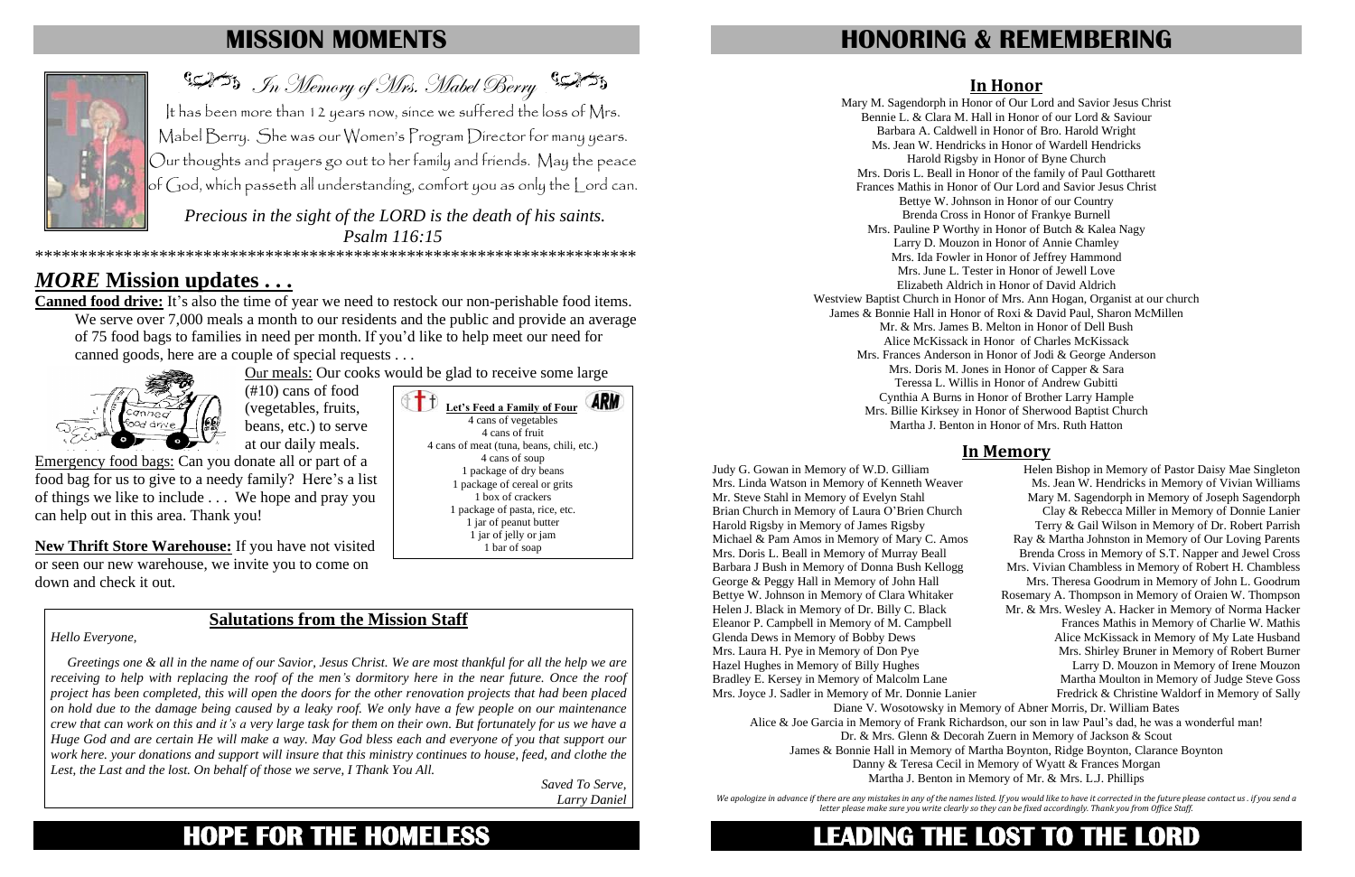# MISSION MOMENTS

## In Memory of Mrs. Mabel Berry

It has been more than 12 years now, since we suffered the loss of Mrs. Mabel Berry. She was our Women's Program Director for many years. Our thoughts and prayers go out to her family and friends. May the peace of God, which passeth all understanding, comfort you as only the Lord can.

*Precious in the sight of the LORD is the death of his saints.*
*Psalm 116:15*

## *MORE* Mission updates . . .

**Canned food drive:** It's also the time of year we need to restock our non-perishable food items. We serve over 7,000 meals a month to our residents and the public and provide an average of 75 food bags to families in need per month. If you'd like to help meet our need for canned goods, here are a couple of special requests . . .

Our meals: Our cooks would be glad to receive some large (#10) cans of food (vegetables, fruits, beans, etc.) to serve at our daily meals.

Emergency food bags: Can you donate all or part of a food bag for us to give to a needy family? Here's a list of things we like to include . . . We hope and pray you can help out in this area. Thank you!

**Let's Feed a Family of Four**

4 cans of vegetables
4 cans of fruit
4 cans of meat (tuna, beans, chili, etc.)
4 cans of soup
1 package of dry beans
1 package of cereal or grits
1 box of crackers
1 package of pasta, rice, etc.
1 jar of peanut butter
1 jar of jelly or jam
1 bar of soap

**New Thrift Store Warehouse:** If you have not visited or seen our new warehouse, we invite you to come on down and check it out.

### Salutations from the Mission Staff

*Hello Everyone,*

*Greetings one & all in the name of our Savior, Jesus Christ. We are most thankful for all the help we are receiving to help with replacing the roof of the men's dormitory here in the near future. Once the roof project has been completed, this will open the doors for the other renovation projects that had been placed on hold due to the damage being caused by a leaky roof. We only have a few people on our maintenance crew that can work on this and it's a very large task for them on their own. But fortunately for us we have a Huge God and are certain He will make a way. May God bless each and everyone of you that support our work here. your donations and support will insure that this ministry continues to house, feed, and clothe the Lest, the Last and the lost. On behalf of those we serve, I Thank You All.*

*Saved To Serve,*
*Larry Daniel*

**HOPE FOR THE HOMELESS**

# HONORING & REMEMBERING

## In Honor

Mary M. Sagendorph in Honor of Our Lord and Savior Jesus Christ
Bennie L. & Clara M. Hall in Honor of our Lord & Saviour
Barbara A. Caldwell in Honor of Bro. Harold Wright
Ms. Jean W. Hendricks in Honor of Wardell Hendricks
Harold Rigsby in Honor of Byne Church
Mrs. Doris L. Beall in Honor of the family of Paul Gottharett
Frances Mathis in Honor of Our Lord and Savior Jesus Christ
Bettye W. Johnson in Honor of our Country
Brenda Cross in Honor of Frankye Burnell
Mrs. Pauline P Worthy in Honor of Butch & Kalea Nagy
Larry D. Mouzon in Honor of Annie Chamley
Mrs. Ida Fowler in Honor of Jeffrey Hammond
Mrs. June L. Tester in Honor of Jewell Love
Elizabeth Aldrich in Honor of David Aldrich
Westview Baptist Church in Honor of Mrs. Ann Hogan, Organist at our church
James & Bonnie Hall in Honor of Roxi & David Paul, Sharon McMillen
Mr. & Mrs. James B. Melton in Honor of Dell Bush
Alice McKissack in Honor of Charles McKissack
Mrs. Frances Anderson in Honor of Jodi & George Anderson
Mrs. Doris M. Jones in Honor of Capper & Sara
Teressa L. Willis in Honor of Andrew Gubitti
Cynthia A Burns in Honor of Brother Larry Hample
Mrs. Billie Kirksey in Honor of Sherwood Baptist Church
Martha J. Benton in Honor of Mrs. Ruth Hatton

## In Memory

Judy G. Gowan in Memory of W.D. Gilliam
Mrs. Linda Watson in Memory of Kenneth Weaver
Mr. Steve Stahl in Memory of Evelyn Stahl
Brian Church in Memory of Laura O'Brien Church
Harold Rigsby in Memory of James Rigsby
Michael & Pam Amos in Memory of Mary C. Amos
Mrs. Doris L. Beall in Memory of Murray Beall
Barbara J Bush in Memory of Donna Bush Kellogg
George & Peggy Hall in Memory of John Hall
Bettye W. Johnson in Memory of Clara Whitaker
Helen J. Black in Memory of Dr. Billy C. Black
Eleanor P. Campbell in Memory of M. Campbell
Glenda Dews in Memory of Bobby Dews
Mrs. Laura H. Pye in Memory of Don Pye
Hazel Hughes in Memory of Billy Hughes
Bradley E. Kersey in Memory of Malcolm Lane
Mrs. Joyce J. Sadler in Memory of Mr. Donnie Lanier
Helen Bishop in Memory of Pastor Daisy Mae Singleton
Ms. Jean W. Hendricks in Memory of Vivian Williams
Mary M. Sagendorph in Memory of Joseph Sagendorph
Clay & Rebecca Miller in Memory of Donnie Lanier
Terry & Gail Wilson in Memory of Dr. Robert Parrish
Ray & Martha Johnston in Memory of Our Loving Parents
Brenda Cross in Memory of S.T. Napper and Jewel Cross
Mrs. Vivian Chambless in Memory of Robert H. Chambless
Mrs. Theresa Goodrum in Memory of John L. Goodrum
Rosemary A. Thompson in Memory of Oraien W. Thompson
Mr. & Mrs. Wesley A. Hacker in Memory of Norma Hacker
Frances Mathis in Memory of Charlie W. Mathis
Alice McKissack in Memory of My Late Husband
Mrs. Shirley Bruner in Memory of Robert Burner
Larry D. Mouzon in Memory of Irene Mouzon
Martha Moulton in Memory of Judge Steve Goss
Fredrick & Christine Waldorf in Memory of Sally
Diane V. Wosotowsky in Memory of Abner Morris, Dr. William Bates
Alice & Joe Garcia in Memory of Frank Richardson, our son in law Paul's dad, he was a wonderful man!
Dr. & Mrs. Glenn & Decorah Zuern in Memory of Jackson & Scout
James & Bonnie Hall in Memory of Martha Boynton, Ridge Boynton, Clarance Boynton
Danny & Teresa Cecil in Memory of Wyatt & Frances Morgan
Martha J. Benton in Memory of Mr. & Mrs. L.J. Phillips

*We apologize in advance if there are any mistakes in any of the names listed. If you would like to have it corrected in the future please contact us . if you send a letter please make sure you write clearly so they can be fixed accordingly. Thank you from Office Staff.*

**LEADING THE LOST TO THE LORD**